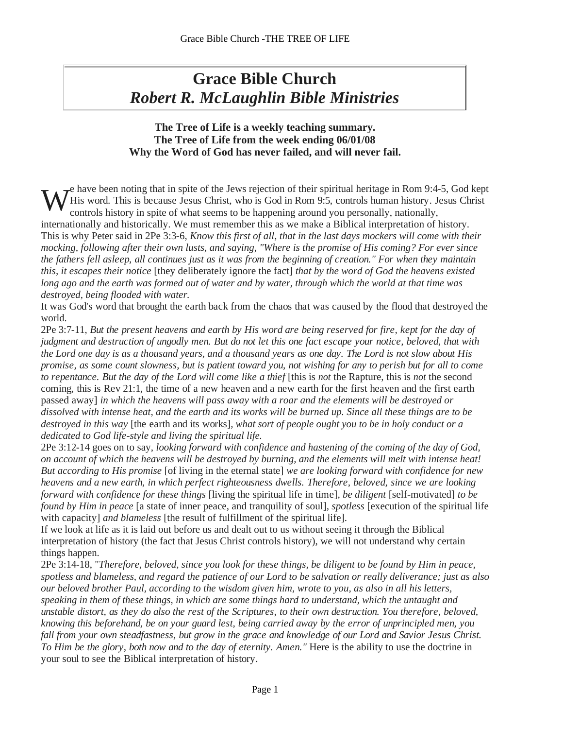# Grace Bible Church
## *Robert R. McLaughlin Bible Ministries*

**The Tree of Life is a weekly teaching summary.**
**The Tree of Life from the week ending 06/01/08**
**Why the Word of God has never failed, and will never fail.**

We have been noting that in spite of the Jews rejection of their spiritual heritage in Rom 9:4-5, God kept His word. This is because Jesus Christ, who is God in Rom 9:5, controls human history. Jesus Christ controls history in spite of what seems to be happening around you personally, nationally, internationally and historically. We must remember this as we make a Biblical interpretation of history. This is why Peter said in 2Pe 3:3-6, *Know this first of all, that in the last days mockers will come with their mocking, following after their own lusts, and saying, "Where is the promise of His coming? For ever since the fathers fell asleep, all continues just as it was from the beginning of creation." For when they maintain this, it escapes their notice* [they deliberately ignore the fact] *that by the word of God the heavens existed long ago and the earth was formed out of water and by water, through which the world at that time was destroyed, being flooded with water.*

It was God's word that brought the earth back from the chaos that was caused by the flood that destroyed the world.

2Pe 3:7-11, *But the present heavens and earth by His word are being reserved for fire, kept for the day of judgment and destruction of ungodly men. But do not let this one fact escape your notice, beloved, that with the Lord one day is as a thousand years, and a thousand years as one day. The Lord is not slow about His promise, as some count slowness, but is patient toward you, not wishing for any to perish but for all to come to repentance. But the day of the Lord will come like a thief* [this is *not* the Rapture, this is *not* the second coming, this is Rev 21:1, the time of a new heaven and a new earth for the first heaven and the first earth passed away] *in which the heavens will pass away with a roar and the elements will be destroyed or dissolved with intense heat, and the earth and its works will be burned up. Since all these things are to be destroyed in this way* [the earth and its works], *what sort of people ought you to be in holy conduct or a dedicated to God life-style and living the spiritual life.*

2Pe 3:12-14 goes on to say, *looking forward with confidence and hastening of the coming of the day of God, on account of which the heavens will be destroyed by burning, and the elements will melt with intense heat! But according to His promise* [of living in the eternal state] *we are looking forward with confidence for new heavens and a new earth, in which perfect righteousness dwells. Therefore, beloved, since we are looking forward with confidence for these things* [living the spiritual life in time], *be diligent* [self-motivated] *to be found by Him in peace* [a state of inner peace, and tranquility of soul], *spotless* [execution of the spiritual life with capacity] *and blameless* [the result of fulfillment of the spiritual life].

If we look at life as it is laid out before us and dealt out to us without seeing it through the Biblical interpretation of history (the fact that Jesus Christ controls history), we will not understand why certain things happen.

2Pe 3:14-18, "*Therefore, beloved, since you look for these things, be diligent to be found by Him in peace, spotless and blameless, and regard the patience of our Lord to be salvation or really deliverance; just as also our beloved brother Paul, according to the wisdom given him, wrote to you, as also in all his letters, speaking in them of these things, in which are some things hard to understand, which the untaught and unstable distort, as they do also the rest of the Scriptures, to their own destruction. You therefore, beloved, knowing this beforehand, be on your guard lest, being carried away by the error of unprincipled men, you fall from your own steadfastness, but grow in the grace and knowledge of our Lord and Savior Jesus Christ. To Him be the glory, both now and to the day of eternity. Amen."* Here is the ability to use the doctrine in your soul to see the Biblical interpretation of history.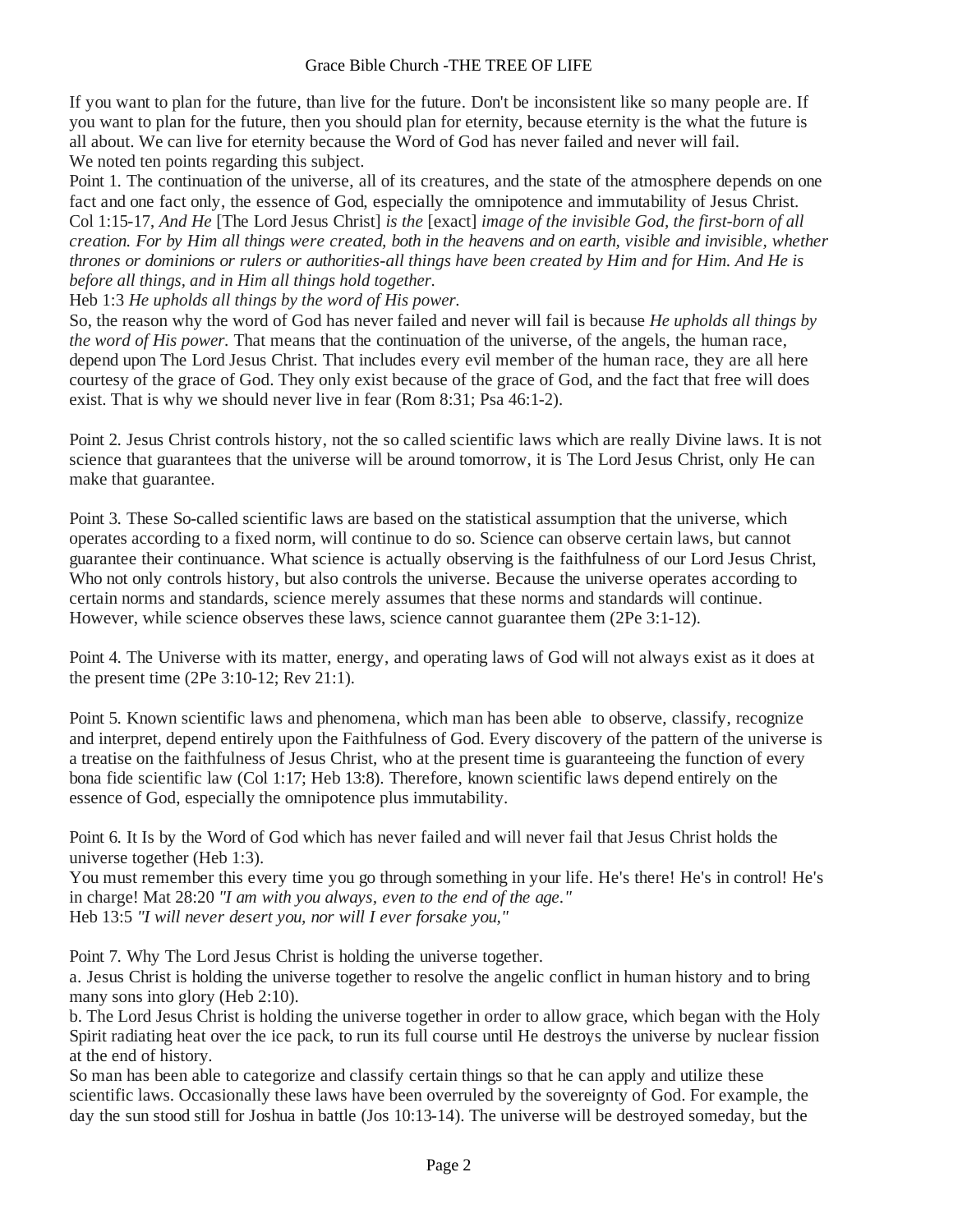If you want to plan for the future, than live for the future. Don't be inconsistent like so many people are. If you want to plan for the future, then you should plan for eternity, because eternity is the what the future is all about. We can live for eternity because the Word of God has never failed and never will fail.
We noted ten points regarding this subject.
Point 1. The continuation of the universe, all of its creatures, and the state of the atmosphere depends on one fact and one fact only, the essence of God, especially the omnipotence and immutability of Jesus Christ.
Col 1:15-17, *And He* [The Lord Jesus Christ] *is the* [exact] *image of the invisible God, the first-born of all creation. For by Him all things were created, both in the heavens and on earth, visible and invisible, whether thrones or dominions or rulers or authorities-all things have been created by Him and for Him. And He is before all things, and in Him all things hold together.*
Heb 1:3 *He upholds all things by the word of His power.*
So, the reason why the word of God has never failed and never will fail is because *He upholds all things by the word of His power.* That means that the continuation of the universe, of the angels, the human race, depend upon The Lord Jesus Christ. That includes every evil member of the human race, they are all here courtesy of the grace of God. They only exist because of the grace of God, and the fact that free will does exist. That is why we should never live in fear (Rom 8:31; Psa 46:1-2).

Point 2. Jesus Christ controls history, not the so called scientific laws which are really Divine laws. It is not science that guarantees that the universe will be around tomorrow, it is The Lord Jesus Christ, only He can make that guarantee.

Point 3. These So-called scientific laws are based on the statistical assumption that the universe, which operates according to a fixed norm, will continue to do so. Science can observe certain laws, but cannot guarantee their continuance. What science is actually observing is the faithfulness of our Lord Jesus Christ, Who not only controls history, but also controls the universe. Because the universe operates according to certain norms and standards, science merely assumes that these norms and standards will continue. However, while science observes these laws, science cannot guarantee them (2Pe 3:1-12).

Point 4. The Universe with its matter, energy, and operating laws of God will not always exist as it does at the present time (2Pe 3:10-12; Rev 21:1).

Point 5. Known scientific laws and phenomena, which man has been able to observe, classify, recognize and interpret, depend entirely upon the Faithfulness of God. Every discovery of the pattern of the universe is a treatise on the faithfulness of Jesus Christ, who at the present time is guaranteeing the function of every bona fide scientific law (Col 1:17; Heb 13:8). Therefore, known scientific laws depend entirely on the essence of God, especially the omnipotence plus immutability.

Point 6. It Is by the Word of God which has never failed and will never fail that Jesus Christ holds the universe together (Heb 1:3).
You must remember this every time you go through something in your life. He's there! He's in control! He's in charge! Mat 28:20 *"I am with you always, even to the end of the age."*
Heb 13:5 *"I will never desert you, nor will I ever forsake you,"*

Point 7. Why The Lord Jesus Christ is holding the universe together.
a. Jesus Christ is holding the universe together to resolve the angelic conflict in human history and to bring many sons into glory (Heb 2:10).
b. The Lord Jesus Christ is holding the universe together in order to allow grace, which began with the Holy Spirit radiating heat over the ice pack, to run its full course until He destroys the universe by nuclear fission at the end of history.
So man has been able to categorize and classify certain things so that he can apply and utilize these scientific laws. Occasionally these laws have been overruled by the sovereignty of God. For example, the day the sun stood still for Joshua in battle (Jos 10:13-14). The universe will be destroyed someday, but the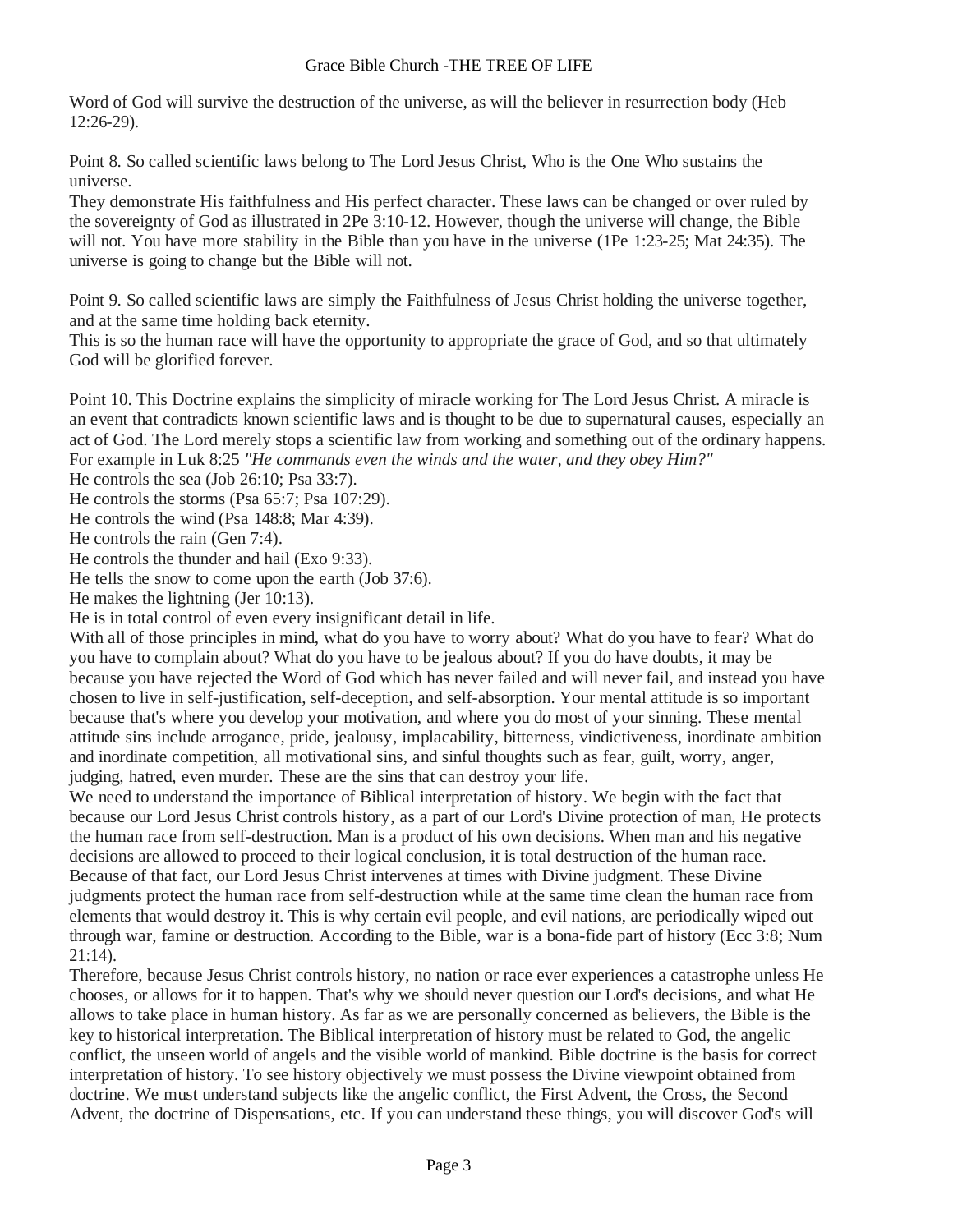Word of God will survive the destruction of the universe, as will the believer in resurrection body (Heb 12:26-29).

Point 8. So called scientific laws belong to The Lord Jesus Christ, Who is the One Who sustains the universe.
They demonstrate His faithfulness and His perfect character. These laws can be changed or over ruled by the sovereignty of God as illustrated in 2Pe 3:10-12. However, though the universe will change, the Bible will not. You have more stability in the Bible than you have in the universe (1Pe 1:23-25; Mat 24:35). The universe is going to change but the Bible will not.

Point 9. So called scientific laws are simply the Faithfulness of Jesus Christ holding the universe together, and at the same time holding back eternity.
This is so the human race will have the opportunity to appropriate the grace of God, and so that ultimately God will be glorified forever.

Point 10. This Doctrine explains the simplicity of miracle working for The Lord Jesus Christ. A miracle is an event that contradicts known scientific laws and is thought to be due to supernatural causes, especially an act of God. The Lord merely stops a scientific law from working and something out of the ordinary happens. For example in Luk 8:25 *"He commands even the winds and the water, and they obey Him?"*
He controls the sea (Job 26:10; Psa 33:7).
He controls the storms (Psa 65:7; Psa 107:29).
He controls the wind (Psa 148:8; Mar 4:39).
He controls the rain (Gen 7:4).
He controls the thunder and hail (Exo 9:33).
He tells the snow to come upon the earth (Job 37:6).
He makes the lightning (Jer 10:13).
He is in total control of even every insignificant detail in life.
With all of those principles in mind, what do you have to worry about? What do you have to fear? What do you have to complain about? What do you have to be jealous about? If you do have doubts, it may be because you have rejected the Word of God which has never failed and will never fail, and instead you have chosen to live in self-justification, self-deception, and self-absorption. Your mental attitude is so important because that's where you develop your motivation, and where you do most of your sinning. These mental attitude sins include arrogance, pride, jealousy, implacability, bitterness, vindictiveness, inordinate ambition and inordinate competition, all motivational sins, and sinful thoughts such as fear, guilt, worry, anger, judging, hatred, even murder. These are the sins that can destroy your life.
We need to understand the importance of Biblical interpretation of history. We begin with the fact that because our Lord Jesus Christ controls history, as a part of our Lord's Divine protection of man, He protects the human race from self-destruction. Man is a product of his own decisions. When man and his negative decisions are allowed to proceed to their logical conclusion, it is total destruction of the human race. Because of that fact, our Lord Jesus Christ intervenes at times with Divine judgment. These Divine judgments protect the human race from self-destruction while at the same time clean the human race from elements that would destroy it. This is why certain evil people, and evil nations, are periodically wiped out through war, famine or destruction. According to the Bible, war is a bona-fide part of history (Ecc 3:8; Num 21:14).
Therefore, because Jesus Christ controls history, no nation or race ever experiences a catastrophe unless He chooses, or allows for it to happen. That's why we should never question our Lord's decisions, and what He allows to take place in human history. As far as we are personally concerned as believers, the Bible is the key to historical interpretation. The Biblical interpretation of history must be related to God, the angelic conflict, the unseen world of angels and the visible world of mankind. Bible doctrine is the basis for correct interpretation of history. To see history objectively we must possess the Divine viewpoint obtained from doctrine. We must understand subjects like the angelic conflict, the First Advent, the Cross, the Second Advent, the doctrine of Dispensations, etc. If you can understand these things, you will discover God's will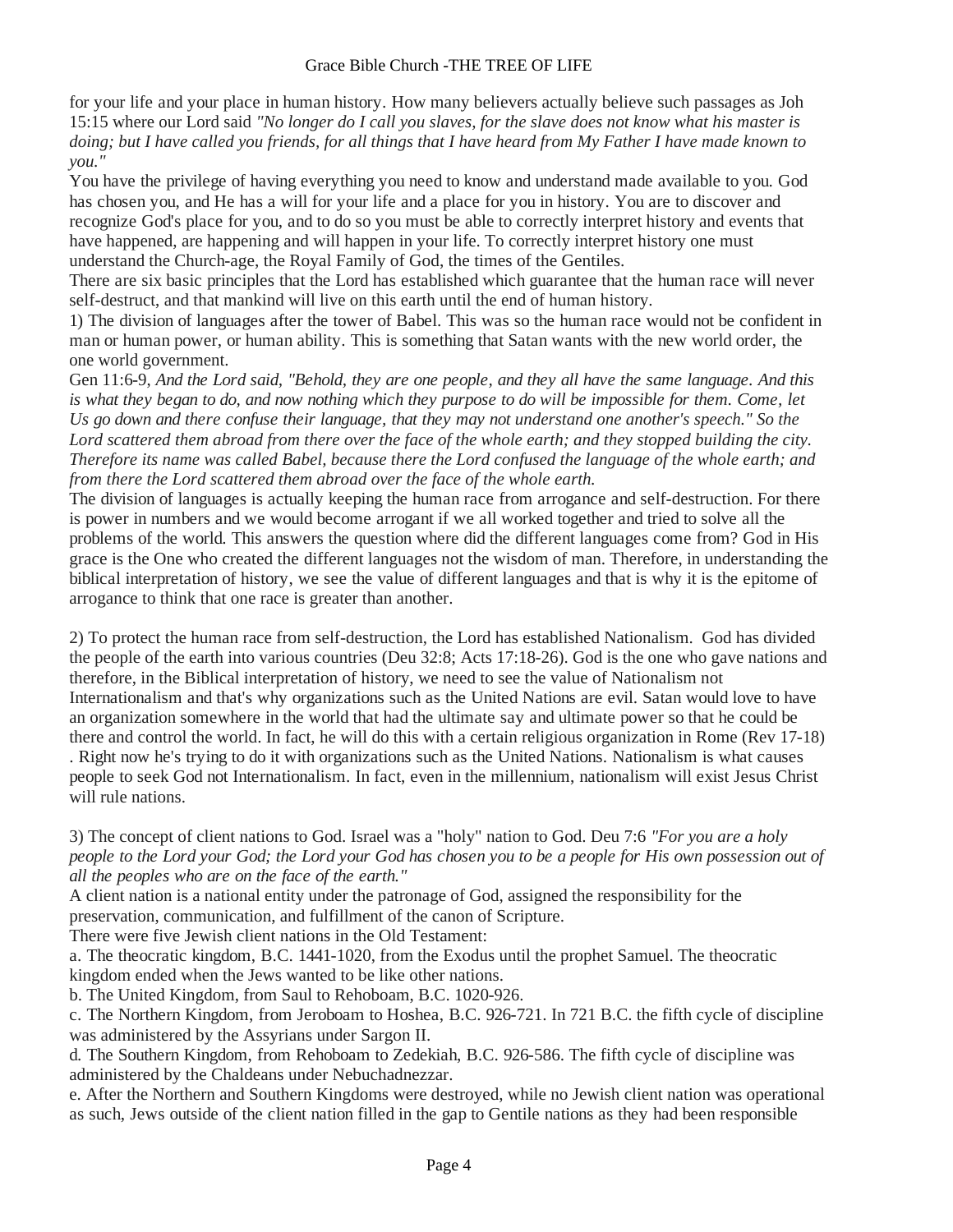for your life and your place in human history. How many believers actually believe such passages as Joh 15:15 where our Lord said *"No longer do I call you slaves, for the slave does not know what his master is doing; but I have called you friends, for all things that I have heard from My Father I have made known to you."*

You have the privilege of having everything you need to know and understand made available to you. God has chosen you, and He has a will for your life and a place for you in history. You are to discover and recognize God's place for you, and to do so you must be able to correctly interpret history and events that have happened, are happening and will happen in your life. To correctly interpret history one must understand the Church-age, the Royal Family of God, the times of the Gentiles.

There are six basic principles that the Lord has established which guarantee that the human race will never self-destruct, and that mankind will live on this earth until the end of human history.

1) The division of languages after the tower of Babel. This was so the human race would not be confident in man or human power, or human ability. This is something that Satan wants with the new world order, the one world government.

Gen 11:6-9, *And the Lord said, "Behold, they are one people, and they all have the same language. And this is what they began to do, and now nothing which they purpose to do will be impossible for them. Come, let Us go down and there confuse their language, that they may not understand one another's speech." So the Lord scattered them abroad from there over the face of the whole earth; and they stopped building the city. Therefore its name was called Babel, because there the Lord confused the language of the whole earth; and from there the Lord scattered them abroad over the face of the whole earth.*

The division of languages is actually keeping the human race from arrogance and self-destruction. For there is power in numbers and we would become arrogant if we all worked together and tried to solve all the problems of the world. This answers the question where did the different languages come from? God in His grace is the One who created the different languages not the wisdom of man. Therefore, in understanding the biblical interpretation of history, we see the value of different languages and that is why it is the epitome of arrogance to think that one race is greater than another.

2) To protect the human race from self-destruction, the Lord has established Nationalism. God has divided the people of the earth into various countries (Deu 32:8; Acts 17:18-26). God is the one who gave nations and therefore, in the Biblical interpretation of history, we need to see the value of Nationalism not Internationalism and that's why organizations such as the United Nations are evil. Satan would love to have an organization somewhere in the world that had the ultimate say and ultimate power so that he could be there and control the world. In fact, he will do this with a certain religious organization in Rome (Rev 17-18) . Right now he's trying to do it with organizations such as the United Nations. Nationalism is what causes people to seek God not Internationalism. In fact, even in the millennium, nationalism will exist Jesus Christ will rule nations.

3) The concept of client nations to God. Israel was a "holy" nation to God. Deu 7:6 *"For you are a holy people to the Lord your God; the Lord your God has chosen you to be a people for His own possession out of all the peoples who are on the face of the earth."*

A client nation is a national entity under the patronage of God, assigned the responsibility for the preservation, communication, and fulfillment of the canon of Scripture.

There were five Jewish client nations in the Old Testament:

a. The theocratic kingdom, B.C. 1441-1020, from the Exodus until the prophet Samuel. The theocratic kingdom ended when the Jews wanted to be like other nations.

b. The United Kingdom, from Saul to Rehoboam, B.C. 1020-926.

c. The Northern Kingdom, from Jeroboam to Hoshea, B.C. 926-721. In 721 B.C. the fifth cycle of discipline was administered by the Assyrians under Sargon II.

d. The Southern Kingdom, from Rehoboam to Zedekiah, B.C. 926-586. The fifth cycle of discipline was administered by the Chaldeans under Nebuchadnezzar.

e. After the Northern and Southern Kingdoms were destroyed, while no Jewish client nation was operational as such, Jews outside of the client nation filled in the gap to Gentile nations as they had been responsible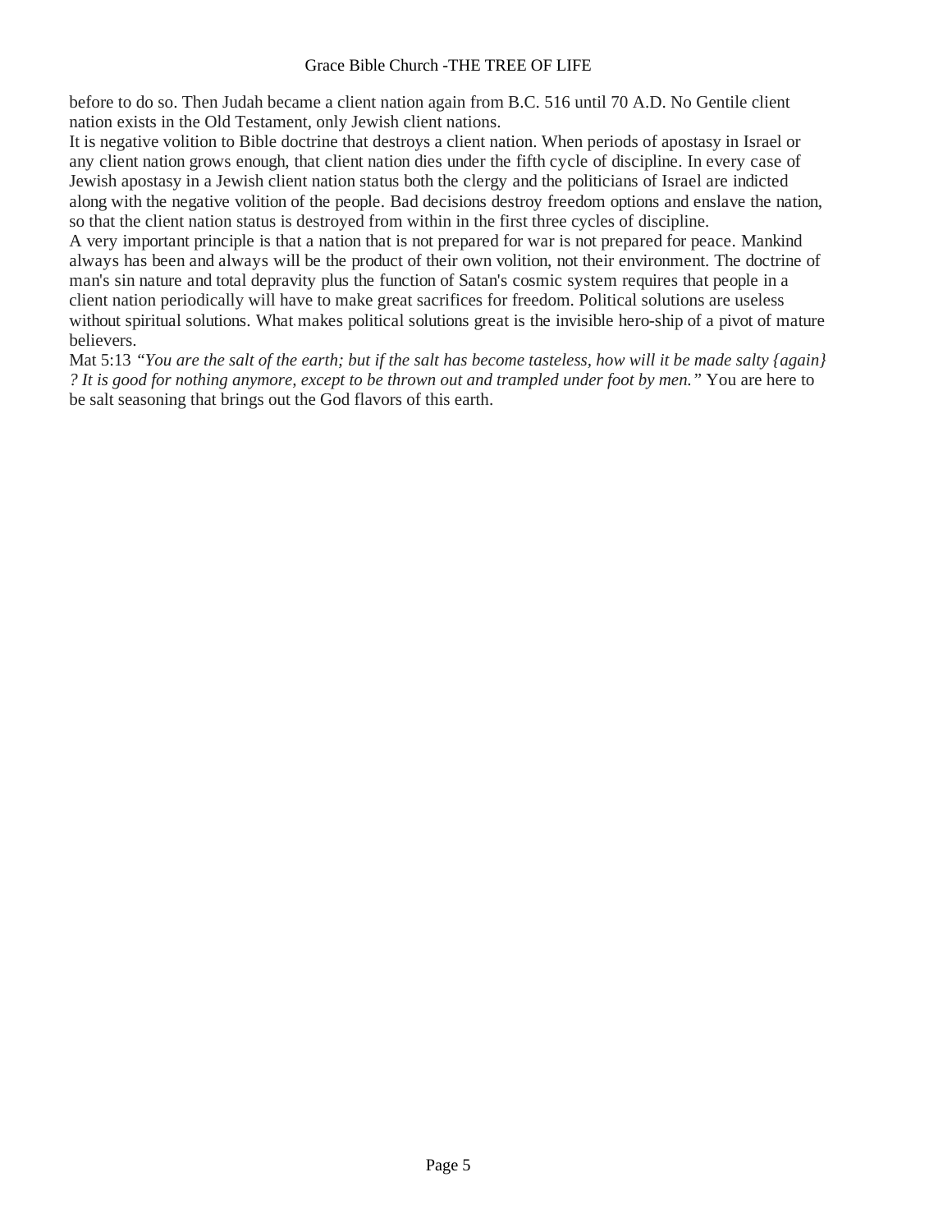before to do so. Then Judah became a client nation again from B.C. 516 until 70 A.D. No Gentile client nation exists in the Old Testament, only Jewish client nations.

It is negative volition to Bible doctrine that destroys a client nation. When periods of apostasy in Israel or any client nation grows enough, that client nation dies under the fifth cycle of discipline. In every case of Jewish apostasy in a Jewish client nation status both the clergy and the politicians of Israel are indicted along with the negative volition of the people. Bad decisions destroy freedom options and enslave the nation, so that the client nation status is destroyed from within in the first three cycles of discipline.

A very important principle is that a nation that is not prepared for war is not prepared for peace. Mankind always has been and always will be the product of their own volition, not their environment. The doctrine of man's sin nature and total depravity plus the function of Satan's cosmic system requires that people in a client nation periodically will have to make great sacrifices for freedom. Political solutions are useless without spiritual solutions. What makes political solutions great is the invisible hero-ship of a pivot of mature believers.

Mat 5:13 *"You are the salt of the earth; but if the salt has become tasteless, how will it be made salty {again} ? It is good for nothing anymore, except to be thrown out and trampled under foot by men."* You are here to be salt seasoning that brings out the God flavors of this earth.